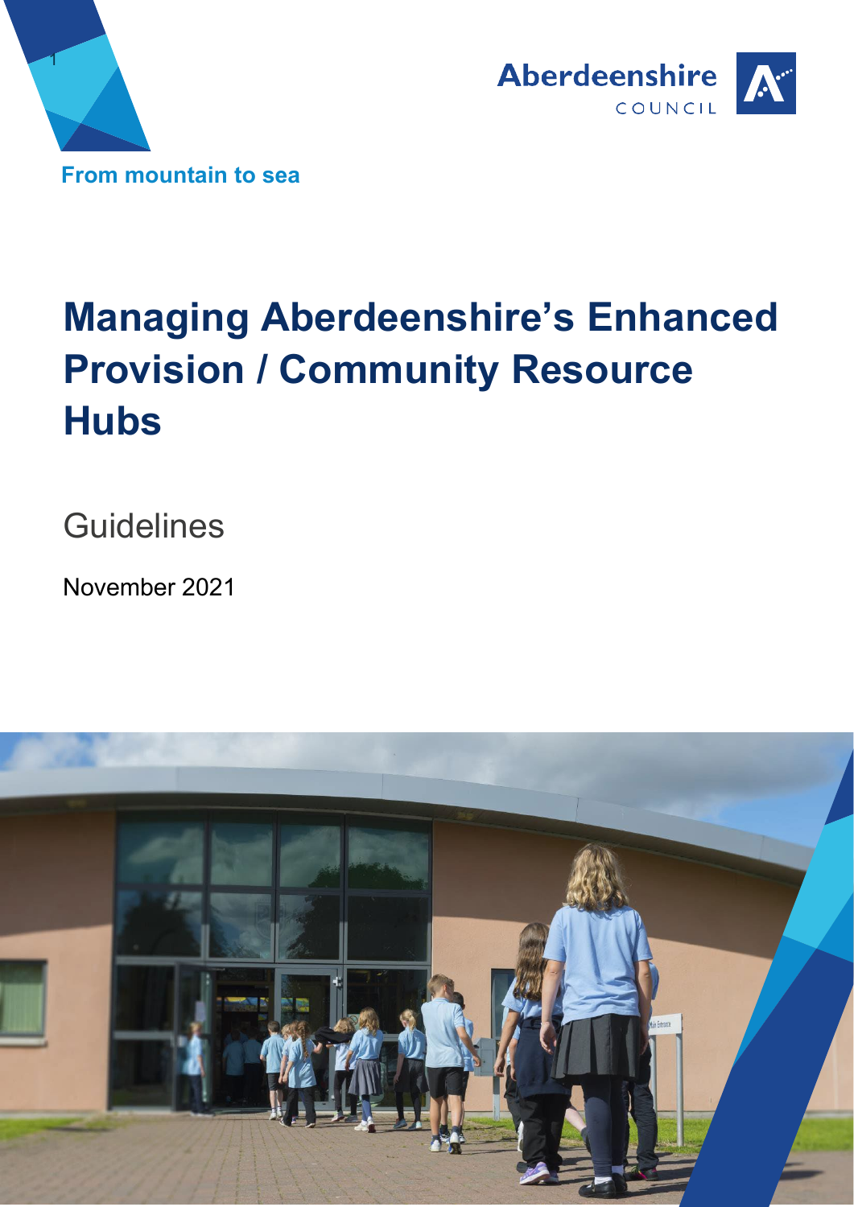Aberdeenshire COUNCIL

From mountain to sea

# Managing Aberdeenshire's Enhanced Provision / Community Resource Hubs

## Guidelines

November 2021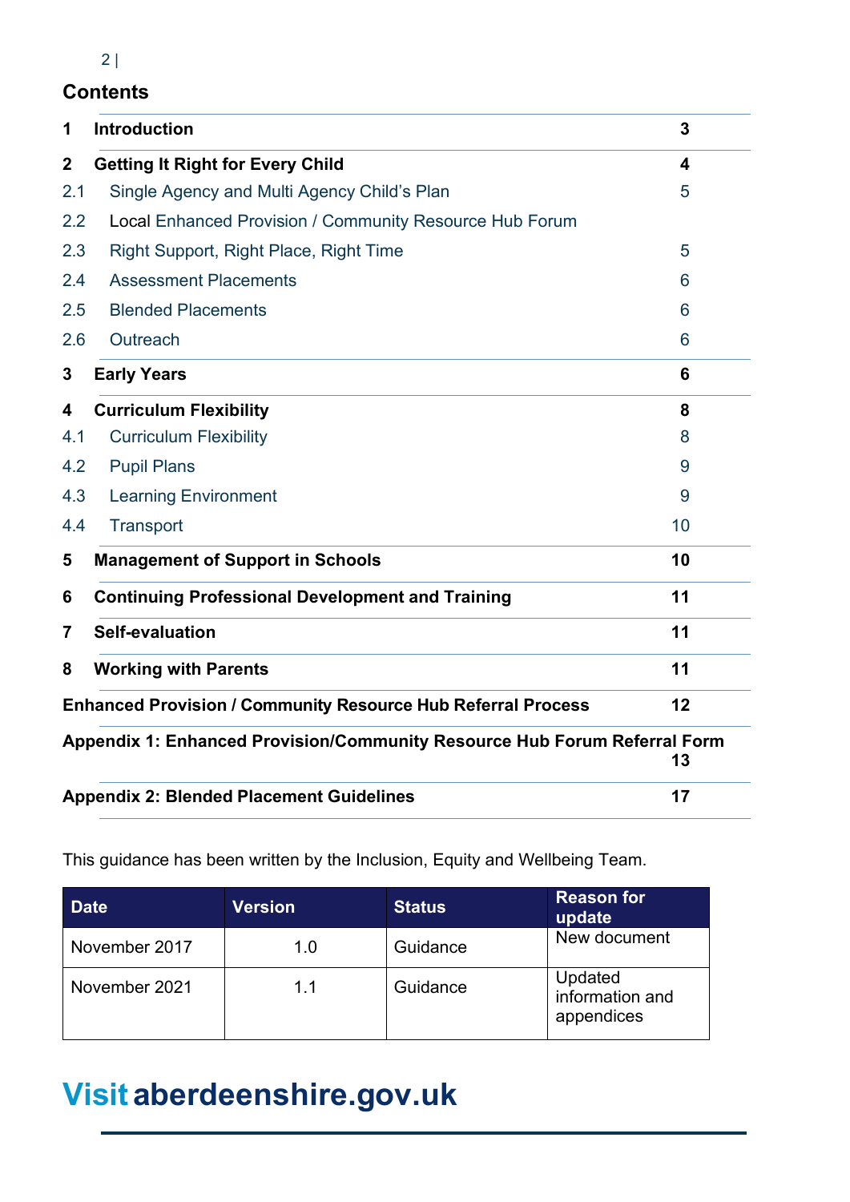## Contents

| | | |
|---|---|---|
| **1** | **Introduction** | **3** |
| **2** | **Getting It Right for Every Child** | **4** |
| 2.1 | Single Agency and Multi Agency Child's Plan | 5 |
| 2.2 | Local Enhanced Provision / Community Resource Hub Forum | |
| 2.3 | Right Support, Right Place, Right Time | 5 |
| 2.4 | Assessment Placements | 6 |
| 2.5 | Blended Placements | 6 |
| 2.6 | Outreach | 6 |
| **3** | **Early Years** | **6** |
| **4** | **Curriculum Flexibility** | **8** |
| 4.1 | Curriculum Flexibility | 8 |
| 4.2 | Pupil Plans | 9 |
| 4.3 | Learning Environment | 9 |
| 4.4 | Transport | 10 |
| **5** | **Management of Support in Schools** | **10** |
| **6** | **Continuing Professional Development and Training** | **11** |
| **7** | **Self-evaluation** | **11** |
| **8** | **Working with Parents** | **11** |
| | **Enhanced Provision / Community Resource Hub Referral Process** | **12** |
| | **Appendix 1: Enhanced Provision/Community Resource Hub Forum Referral Form** | **13** |
| | **Appendix 2: Blended Placement Guidelines** | **17** |

This guidance has been written by the Inclusion, Equity and Wellbeing Team.

| Date | Version | Status | Reason for update |
|---|---|---|---|
| November 2017 | 1.0 | Guidance | New document |
| November 2021 | 1.1 | Guidance | Updated information and appendices |

**Visit aberdeenshire.gov.uk**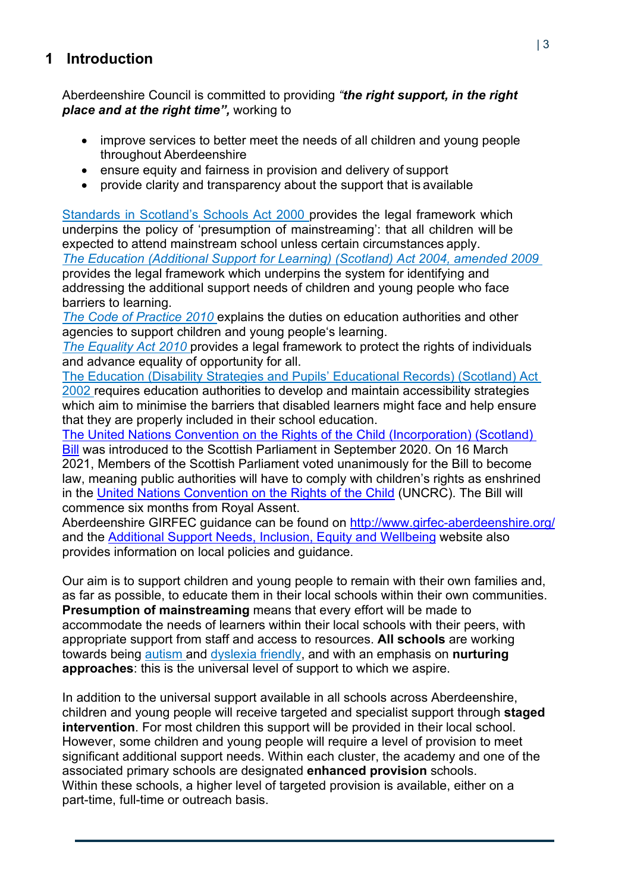## 1 Introduction

Aberdeenshire Council is committed to providing *"**the right support, in the right place and at the right time**",* working to

- improve services to better meet the needs of all children and young people throughout Aberdeenshire
- ensure equity and fairness in provision and delivery of support
- provide clarity and transparency about the support that is available

Standards in Scotland's Schools Act 2000 provides the legal framework which underpins the policy of 'presumption of mainstreaming': that all children will be expected to attend mainstream school unless certain circumstances apply.
*The Education (Additional Support for Learning) (Scotland) Act 2004, amended 2009* provides the legal framework which underpins the system for identifying and addressing the additional support needs of children and young people who face barriers to learning.
*The Code of Practice 2010* explains the duties on education authorities and other agencies to support children and young people's learning.
*The Equality Act 2010* provides a legal framework to protect the rights of individuals and advance equality of opportunity for all.
The Education (Disability Strategies and Pupils' Educational Records) (Scotland) Act 2002 requires education authorities to develop and maintain accessibility strategies which aim to minimise the barriers that disabled learners might face and help ensure that they are properly included in their school education.
The United Nations Convention on the Rights of the Child (Incorporation) (Scotland) Bill was introduced to the Scottish Parliament in September 2020. On 16 March 2021, Members of the Scottish Parliament voted unanimously for the Bill to become law, meaning public authorities will have to comply with children's rights as enshrined in the United Nations Convention on the Rights of the Child (UNCRC). The Bill will commence six months from Royal Assent.
Aberdeenshire GIRFEC guidance can be found on http://www.girfec-aberdeenshire.org/ and the Additional Support Needs, Inclusion, Equity and Wellbeing website also provides information on local policies and guidance.

Our aim is to support children and young people to remain with their own families and, as far as possible, to educate them in their local schools within their own communities. **Presumption of mainstreaming** means that every effort will be made to accommodate the needs of learners within their local schools with their peers, with appropriate support from staff and access to resources. **All schools** are working towards being autism and dyslexia friendly, and with an emphasis on **nurturing approaches**: this is the universal level of support to which we aspire.

In addition to the universal support available in all schools across Aberdeenshire, children and young people will receive targeted and specialist support through **staged intervention**. For most children this support will be provided in their local school. However, some children and young people will require a level of provision to meet significant additional support needs. Within each cluster, the academy and one of the associated primary schools are designated **enhanced provision** schools. Within these schools, a higher level of targeted provision is available, either on a part-time, full-time or outreach basis.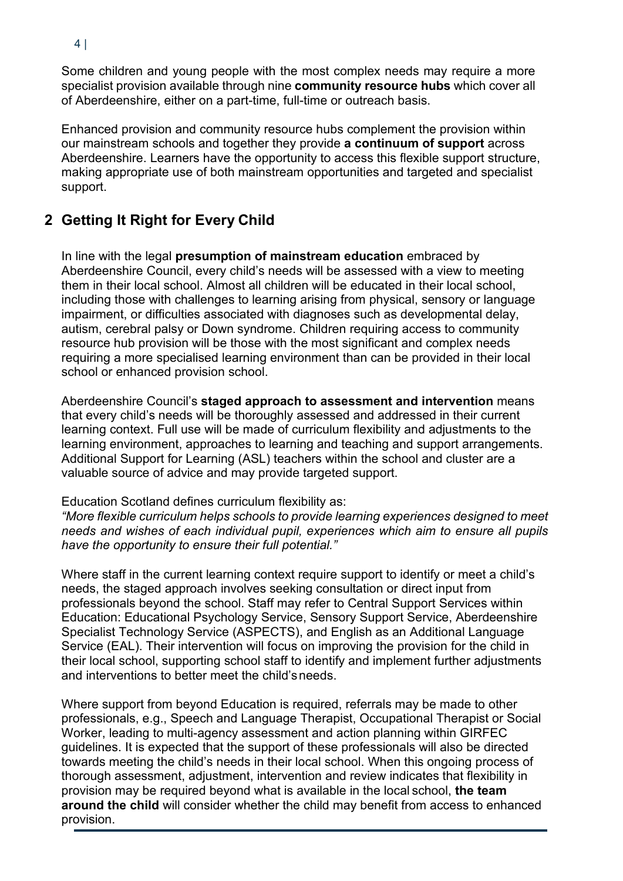Some children and young people with the most complex needs may require a more specialist provision available through nine **community resource hubs** which cover all of Aberdeenshire, either on a part-time, full-time or outreach basis.

Enhanced provision and community resource hubs complement the provision within our mainstream schools and together they provide **a continuum of support** across Aberdeenshire. Learners have the opportunity to access this flexible support structure, making appropriate use of both mainstream opportunities and targeted and specialist support.

## 2 Getting It Right for Every Child

In line with the legal **presumption of mainstream education** embraced by Aberdeenshire Council, every child's needs will be assessed with a view to meeting them in their local school. Almost all children will be educated in their local school, including those with challenges to learning arising from physical, sensory or language impairment, or difficulties associated with diagnoses such as developmental delay, autism, cerebral palsy or Down syndrome. Children requiring access to community resource hub provision will be those with the most significant and complex needs requiring a more specialised learning environment than can be provided in their local school or enhanced provision school.

Aberdeenshire Council's **staged approach to assessment and intervention** means that every child's needs will be thoroughly assessed and addressed in their current learning context. Full use will be made of curriculum flexibility and adjustments to the learning environment, approaches to learning and teaching and support arrangements. Additional Support for Learning (ASL) teachers within the school and cluster are a valuable source of advice and may provide targeted support.

Education Scotland defines curriculum flexibility as:
*"More flexible curriculum helps schools to provide learning experiences designed to meet needs and wishes of each individual pupil, experiences which aim to ensure all pupils have the opportunity to ensure their full potential."*

Where staff in the current learning context require support to identify or meet a child's needs, the staged approach involves seeking consultation or direct input from professionals beyond the school. Staff may refer to Central Support Services within Education: Educational Psychology Service, Sensory Support Service, Aberdeenshire Specialist Technology Service (ASPECTS), and English as an Additional Language Service (EAL). Their intervention will focus on improving the provision for the child in their local school, supporting school staff to identify and implement further adjustments and interventions to better meet the child's needs.

Where support from beyond Education is required, referrals may be made to other professionals, e.g., Speech and Language Therapist, Occupational Therapist or Social Worker, leading to multi-agency assessment and action planning within GIRFEC guidelines. It is expected that the support of these professionals will also be directed towards meeting the child's needs in their local school. When this ongoing process of thorough assessment, adjustment, intervention and review indicates that flexibility in provision may be required beyond what is available in the local school, **the team around the child** will consider whether the child may benefit from access to enhanced provision.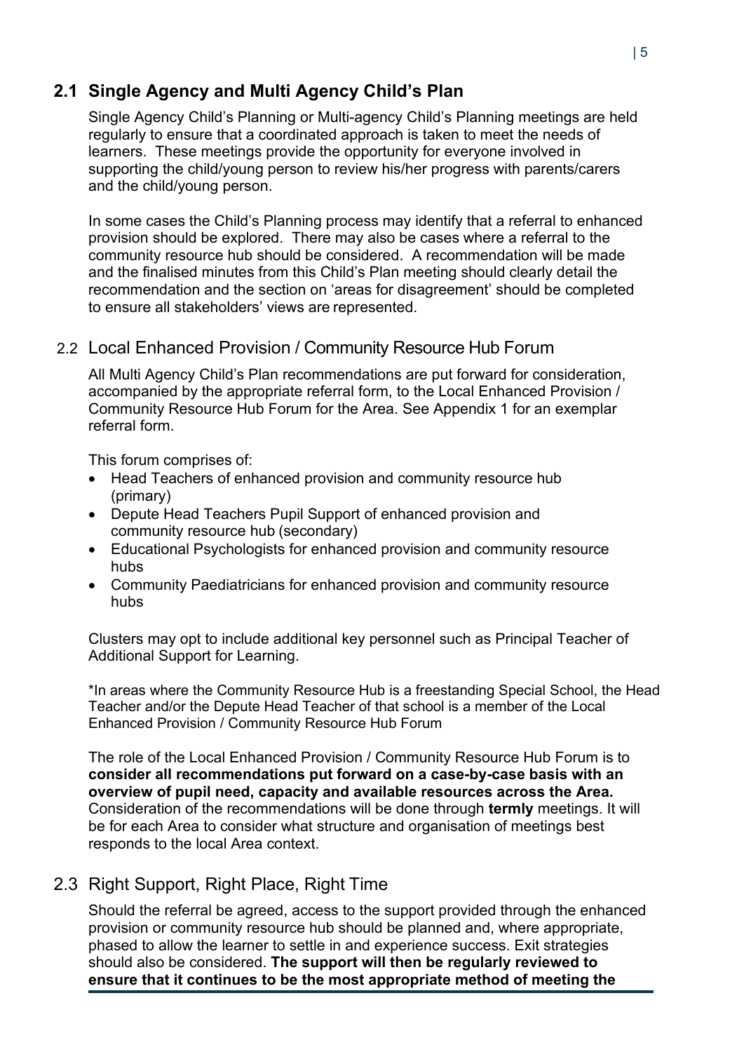## 2.1 Single Agency and Multi Agency Child's Plan

Single Agency Child's Planning or Multi-agency Child's Planning meetings are held regularly to ensure that a coordinated approach is taken to meet the needs of learners. These meetings provide the opportunity for everyone involved in supporting the child/young person to review his/her progress with parents/carers and the child/young person.

In some cases the Child's Planning process may identify that a referral to enhanced provision should be explored. There may also be cases where a referral to the community resource hub should be considered. A recommendation will be made and the finalised minutes from this Child's Plan meeting should clearly detail the recommendation and the section on 'areas for disagreement' should be completed to ensure all stakeholders' views are represented.

## 2.2 Local Enhanced Provision / Community Resource Hub Forum

All Multi Agency Child's Plan recommendations are put forward for consideration, accompanied by the appropriate referral form, to the Local Enhanced Provision / Community Resource Hub Forum for the Area. See Appendix 1 for an exemplar referral form.

This forum comprises of:

- Head Teachers of enhanced provision and community resource hub (primary)
- Depute Head Teachers Pupil Support of enhanced provision and community resource hub (secondary)
- Educational Psychologists for enhanced provision and community resource hubs
- Community Paediatricians for enhanced provision and community resource hubs

Clusters may opt to include additional key personnel such as Principal Teacher of Additional Support for Learning.

*In areas where the Community Resource Hub is a freestanding Special School, the Head Teacher and/or the Depute Head Teacher of that school is a member of the Local Enhanced Provision / Community Resource Hub Forum

The role of the Local Enhanced Provision / Community Resource Hub Forum is to **consider all recommendations put forward on a case-by-case basis with an overview of pupil need, capacity and available resources across the Area.** Consideration of the recommendations will be done through **termly** meetings. It will be for each Area to consider what structure and organisation of meetings best responds to the local Area context.

## 2.3 Right Support, Right Place, Right Time

Should the referral be agreed, access to the support provided through the enhanced provision or community resource hub should be planned and, where appropriate, phased to allow the learner to settle in and experience success. Exit strategies should also be considered. **The support will then be regularly reviewed to ensure that it continues to be the most appropriate method of meeting the**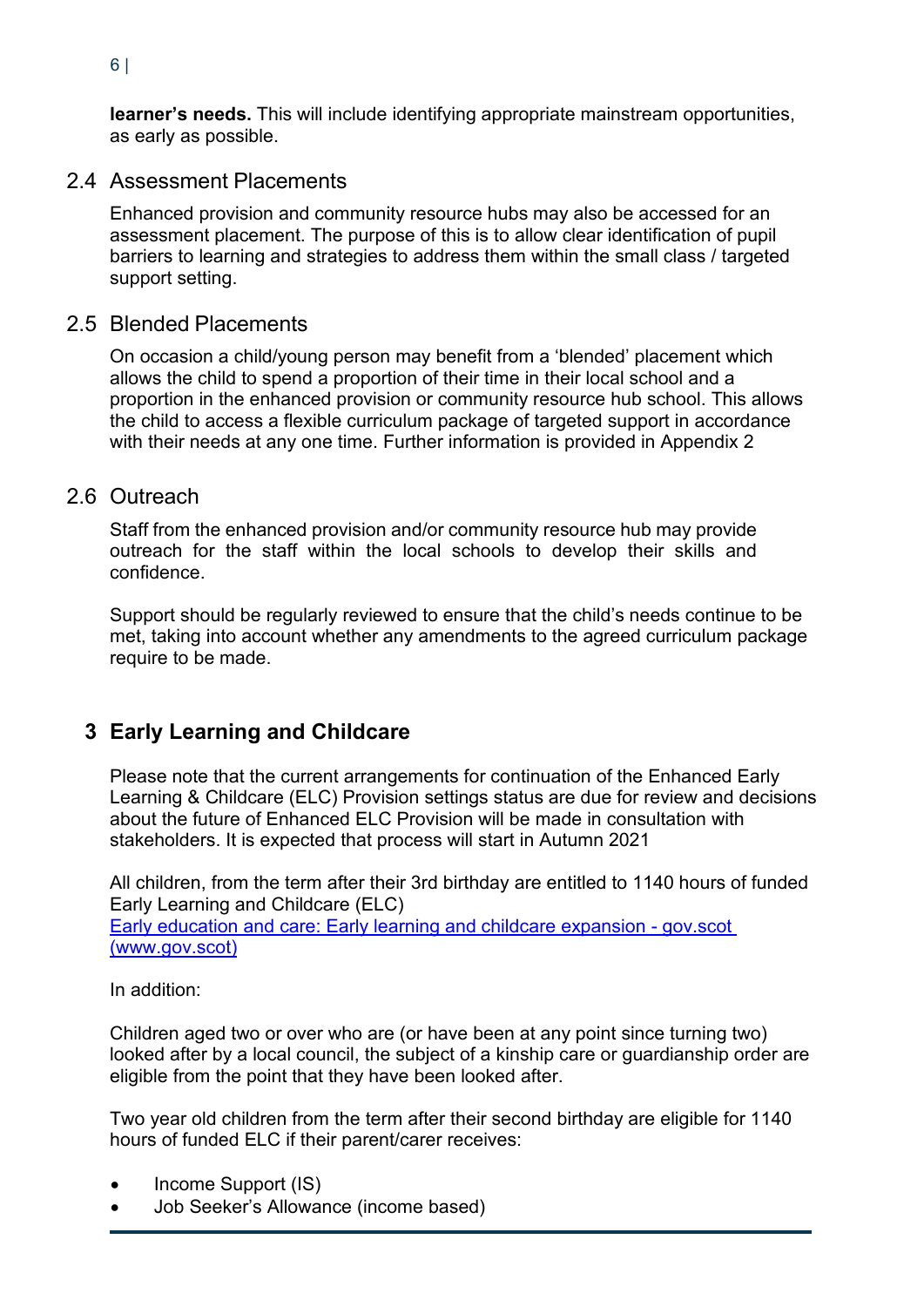**learner's needs.** This will include identifying appropriate mainstream opportunities, as early as possible.

### 2.4 Assessment Placements

Enhanced provision and community resource hubs may also be accessed for an assessment placement. The purpose of this is to allow clear identification of pupil barriers to learning and strategies to address them within the small class / targeted support setting.

### 2.5 Blended Placements

On occasion a child/young person may benefit from a 'blended' placement which allows the child to spend a proportion of their time in their local school and a proportion in the enhanced provision or community resource hub school. This allows the child to access a flexible curriculum package of targeted support in accordance with their needs at any one time. Further information is provided in Appendix 2

### 2.6 Outreach

Staff from the enhanced provision and/or community resource hub may provide outreach for the staff within the local schools to develop their skills and confidence.

Support should be regularly reviewed to ensure that the child's needs continue to be met, taking into account whether any amendments to the agreed curriculum package require to be made.

## 3 Early Learning and Childcare

Please note that the current arrangements for continuation of the Enhanced Early Learning & Childcare (ELC) Provision settings status are due for review and decisions about the future of Enhanced ELC Provision will be made in consultation with stakeholders. It is expected that process will start in Autumn 2021

All children, from the term after their 3rd birthday are entitled to 1140 hours of funded Early Learning and Childcare (ELC)
[Early education and care: Early learning and childcare expansion - gov.scot (www.gov.scot)](www.gov.scot)

In addition:

Children aged two or over who are (or have been at any point since turning two) looked after by a local council, the subject of a kinship care or guardianship order are eligible from the point that they have been looked after.

Two year old children from the term after their second birthday are eligible for 1140 hours of funded ELC if their parent/carer receives:

- Income Support (IS)
- Job Seeker's Allowance (income based)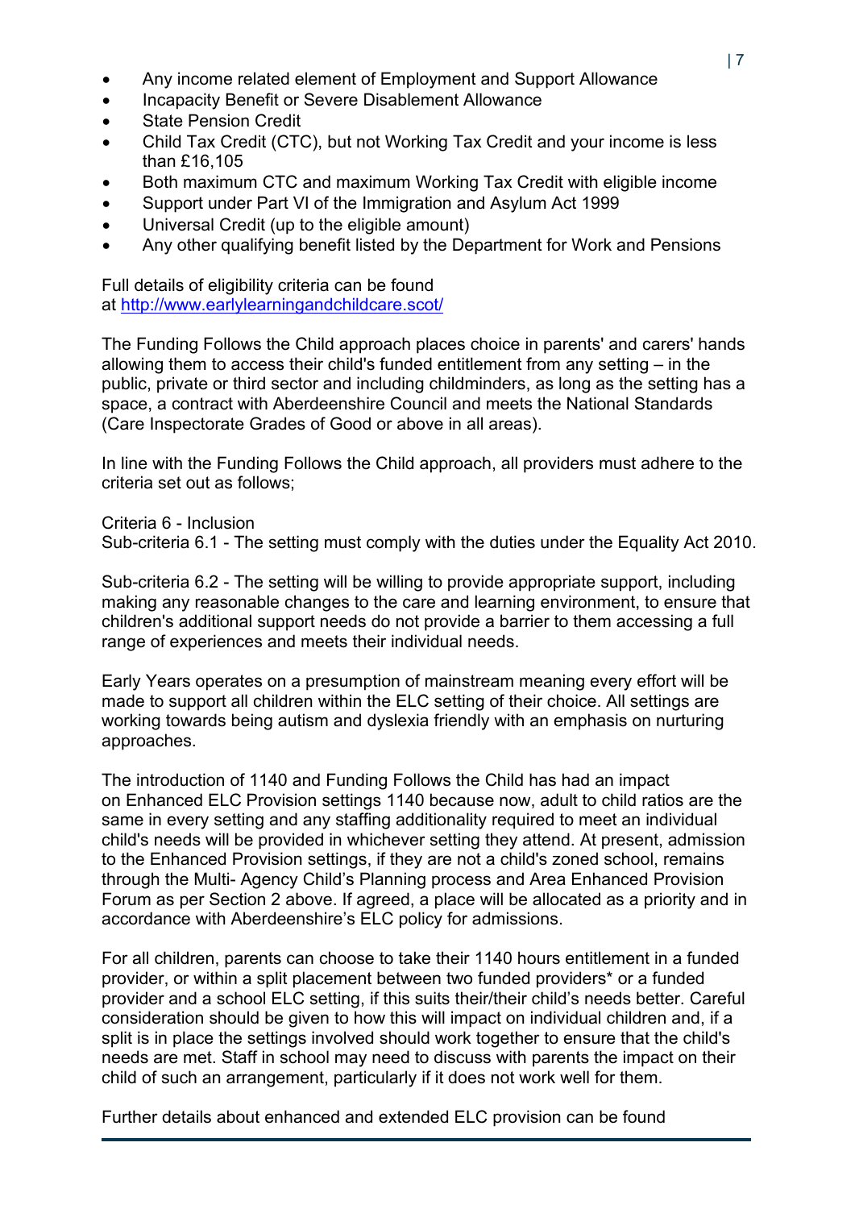- Any income related element of Employment and Support Allowance
- Incapacity Benefit or Severe Disablement Allowance
- State Pension Credit
- Child Tax Credit (CTC), but not Working Tax Credit and your income is less than £16,105
- Both maximum CTC and maximum Working Tax Credit with eligible income
- Support under Part VI of the Immigration and Asylum Act 1999
- Universal Credit (up to the eligible amount)
- Any other qualifying benefit listed by the Department for Work and Pensions

Full details of eligibility criteria can be found at [http://www.earlylearningandchildcare.scot/](http://www.earlylearningandchildcare.scot/)

The Funding Follows the Child approach places choice in parents' and carers' hands allowing them to access their child's funded entitlement from any setting – in the public, private or third sector and including childminders, as long as the setting has a space, a contract with Aberdeenshire Council and meets the National Standards (Care Inspectorate Grades of Good or above in all areas).

In line with the Funding Follows the Child approach, all providers must adhere to the criteria set out as follows;

Criteria 6 - Inclusion
Sub-criteria 6.1 - The setting must comply with the duties under the Equality Act 2010.

Sub-criteria 6.2 - The setting will be willing to provide appropriate support, including making any reasonable changes to the care and learning environment, to ensure that children's additional support needs do not provide a barrier to them accessing a full range of experiences and meets their individual needs.

Early Years operates on a presumption of mainstream meaning every effort will be made to support all children within the ELC setting of their choice. All settings are working towards being autism and dyslexia friendly with an emphasis on nurturing approaches.

The introduction of 1140 and Funding Follows the Child has had an impact on Enhanced ELC Provision settings 1140 because now, adult to child ratios are the same in every setting and any staffing additionality required to meet an individual child's needs will be provided in whichever setting they attend. At present, admission to the Enhanced Provision settings, if they are not a child's zoned school, remains through the Multi- Agency Child's Planning process and Area Enhanced Provision Forum as per Section 2 above. If agreed, a place will be allocated as a priority and in accordance with Aberdeenshire's ELC policy for admissions.

For all children, parents can choose to take their 1140 hours entitlement in a funded provider, or within a split placement between two funded providers* or a funded provider and a school ELC setting, if this suits their/their child's needs better. Careful consideration should be given to how this will impact on individual children and, if a split is in place the settings involved should work together to ensure that the child's needs are met. Staff in school may need to discuss with parents the impact on their child of such an arrangement, particularly if it does not work well for them.

Further details about enhanced and extended ELC provision can be found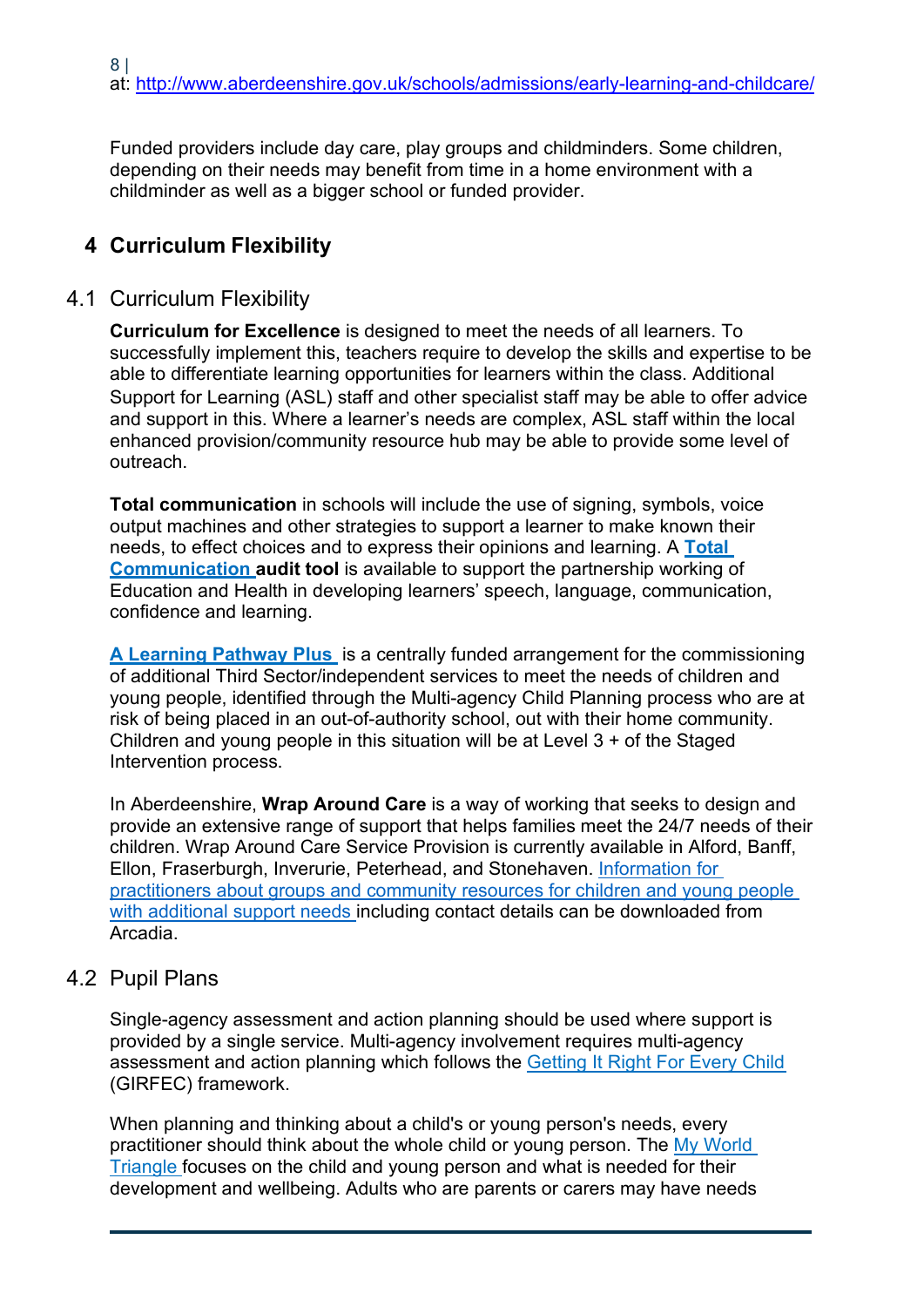at: http://www.aberdeenshire.gov.uk/schools/admissions/early-learning-and-childcare/

Funded providers include day care, play groups and childminders. Some children, depending on their needs may benefit from time in a home environment with a childminder as well as a bigger school or funded provider.

# 4 Curriculum Flexibility

## 4.1 Curriculum Flexibility

**Curriculum for Excellence** is designed to meet the needs of all learners. To successfully implement this, teachers require to develop the skills and expertise to be able to differentiate learning opportunities for learners within the class. Additional Support for Learning (ASL) staff and other specialist staff may be able to offer advice and support in this. Where a learner's needs are complex, ASL staff within the local enhanced provision/community resource hub may be able to provide some level of outreach.

**Total communication** in schools will include the use of signing, symbols, voice output machines and other strategies to support a learner to make known their needs, to effect choices and to express their opinions and learning. A **Total Communication audit tool** is available to support the partnership working of Education and Health in developing learners' speech, language, communication, confidence and learning.

**A Learning Pathway Plus** is a centrally funded arrangement for the commissioning of additional Third Sector/independent services to meet the needs of children and young people, identified through the Multi-agency Child Planning process who are at risk of being placed in an out-of-authority school, out with their home community. Children and young people in this situation will be at Level 3 + of the Staged Intervention process.

In Aberdeenshire, **Wrap Around Care** is a way of working that seeks to design and provide an extensive range of support that helps families meet the 24/7 needs of their children. Wrap Around Care Service Provision is currently available in Alford, Banff, Ellon, Fraserburgh, Inverurie, Peterhead, and Stonehaven. Information for practitioners about groups and community resources for children and young people with additional support needs including contact details can be downloaded from Arcadia.

## 4.2 Pupil Plans

Single-agency assessment and action planning should be used where support is provided by a single service. Multi-agency involvement requires multi-agency assessment and action planning which follows the Getting It Right For Every Child (GIRFEC) framework.

When planning and thinking about a child's or young person's needs, every practitioner should think about the whole child or young person. The My World Triangle focuses on the child and young person and what is needed for their development and wellbeing. Adults who are parents or carers may have needs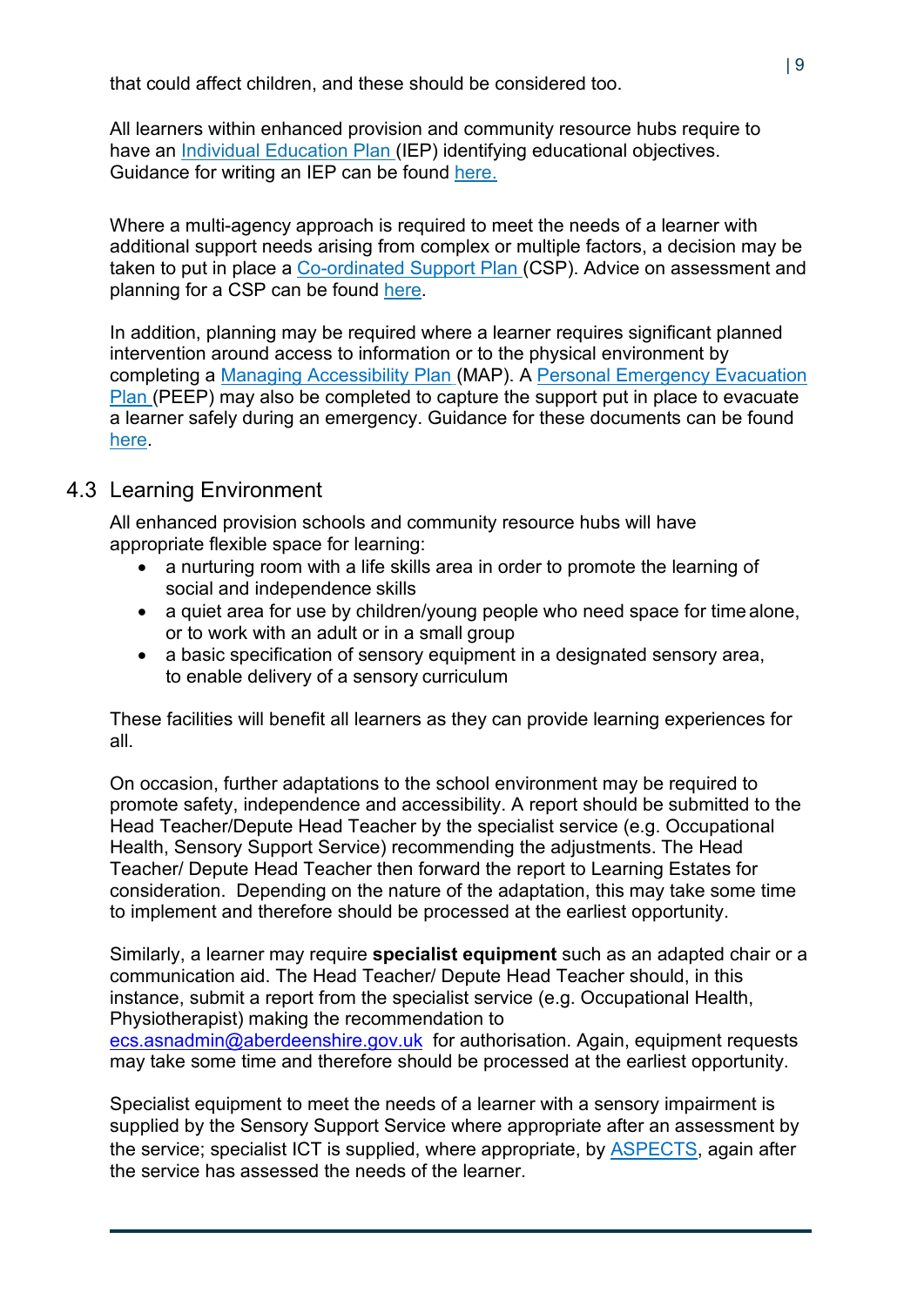that could affect children, and these should be considered too.

All learners within enhanced provision and community resource hubs require to have an Individual Education Plan (IEP) identifying educational objectives. Guidance for writing an IEP can be found here.

Where a multi-agency approach is required to meet the needs of a learner with additional support needs arising from complex or multiple factors, a decision may be taken to put in place a Co-ordinated Support Plan (CSP). Advice on assessment and planning for a CSP can be found here.

In addition, planning may be required where a learner requires significant planned intervention around access to information or to the physical environment by completing a Managing Accessibility Plan (MAP). A Personal Emergency Evacuation Plan (PEEP) may also be completed to capture the support put in place to evacuate a learner safely during an emergency. Guidance for these documents can be found here.

## 4.3 Learning Environment

All enhanced provision schools and community resource hubs will have appropriate flexible space for learning:

- a nurturing room with a life skills area in order to promote the learning of social and independence skills
- a quiet area for use by children/young people who need space for time alone, or to work with an adult or in a small group
- a basic specification of sensory equipment in a designated sensory area, to enable delivery of a sensory curriculum

These facilities will benefit all learners as they can provide learning experiences for all.

On occasion, further adaptations to the school environment may be required to promote safety, independence and accessibility. A report should be submitted to the Head Teacher/Depute Head Teacher by the specialist service (e.g. Occupational Health, Sensory Support Service) recommending the adjustments. The Head Teacher/ Depute Head Teacher then forward the report to Learning Estates for consideration. Depending on the nature of the adaptation, this may take some time to implement and therefore should be processed at the earliest opportunity.

Similarly, a learner may require **specialist equipment** such as an adapted chair or a communication aid. The Head Teacher/ Depute Head Teacher should, in this instance, submit a report from the specialist service (e.g. Occupational Health, Physiotherapist) making the recommendation to ecs.asnadmin@aberdeenshire.gov.uk for authorisation. Again, equipment requests may take some time and therefore should be processed at the earliest opportunity.

Specialist equipment to meet the needs of a learner with a sensory impairment is supplied by the Sensory Support Service where appropriate after an assessment by the service; specialist ICT is supplied, where appropriate, by ASPECTS, again after the service has assessed the needs of the learner.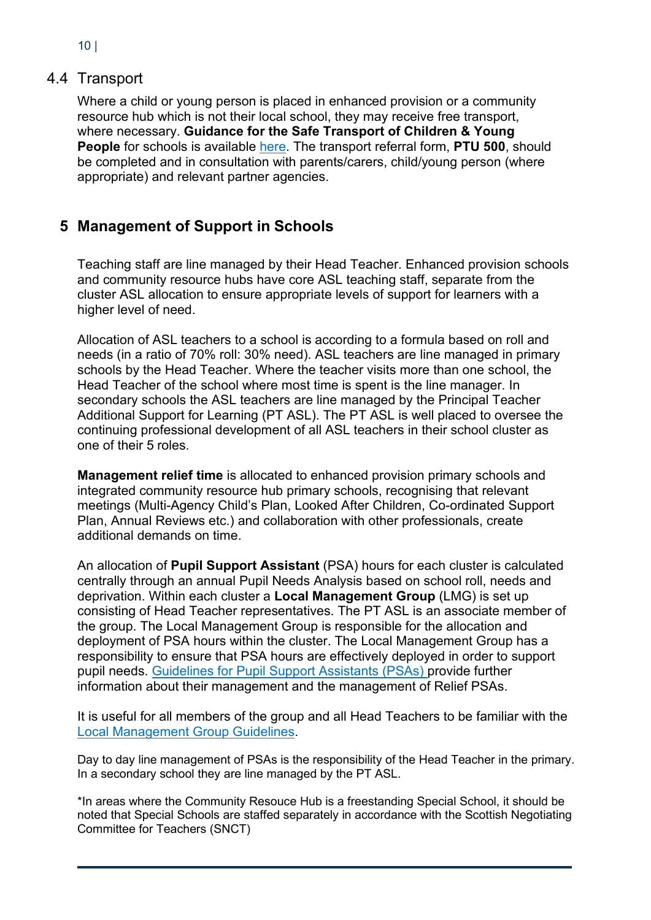## 4.4 Transport

Where a child or young person is placed in enhanced provision or a community resource hub which is not their local school, they may receive free transport, where necessary. **Guidance for the Safe Transport of Children & Young People** for schools is available here. The transport referral form, **PTU 500**, should be completed and in consultation with parents/carers, child/young person (where appropriate) and relevant partner agencies.

# 5 Management of Support in Schools

Teaching staff are line managed by their Head Teacher. Enhanced provision schools and community resource hubs have core ASL teaching staff, separate from the cluster ASL allocation to ensure appropriate levels of support for learners with a higher level of need.

Allocation of ASL teachers to a school is according to a formula based on roll and needs (in a ratio of 70% roll: 30% need). ASL teachers are line managed in primary schools by the Head Teacher. Where the teacher visits more than one school, the Head Teacher of the school where most time is spent is the line manager. In secondary schools the ASL teachers are line managed by the Principal Teacher Additional Support for Learning (PT ASL). The PT ASL is well placed to oversee the continuing professional development of all ASL teachers in their school cluster as one of their 5 roles.

**Management relief time** is allocated to enhanced provision primary schools and integrated community resource hub primary schools, recognising that relevant meetings (Multi-Agency Child's Plan, Looked After Children, Co-ordinated Support Plan, Annual Reviews etc.) and collaboration with other professionals, create additional demands on time.

An allocation of **Pupil Support Assistant** (PSA) hours for each cluster is calculated centrally through an annual Pupil Needs Analysis based on school roll, needs and deprivation. Within each cluster a **Local Management Group** (LMG) is set up consisting of Head Teacher representatives. The PT ASL is an associate member of the group. The Local Management Group is responsible for the allocation and deployment of PSA hours within the cluster. The Local Management Group has a responsibility to ensure that PSA hours are effectively deployed in order to support pupil needs. Guidelines for Pupil Support Assistants (PSAs) provide further information about their management and the management of Relief PSAs.

It is useful for all members of the group and all Head Teachers to be familiar with the Local Management Group Guidelines.

Day to day line management of PSAs is the responsibility of the Head Teacher in the primary. In a secondary school they are line managed by the PT ASL.

*In areas where the Community Resouce Hub is a freestanding Special School, it should be noted that Special Schools are staffed separately in accordance with the Scottish Negotiating Committee for Teachers (SNCT)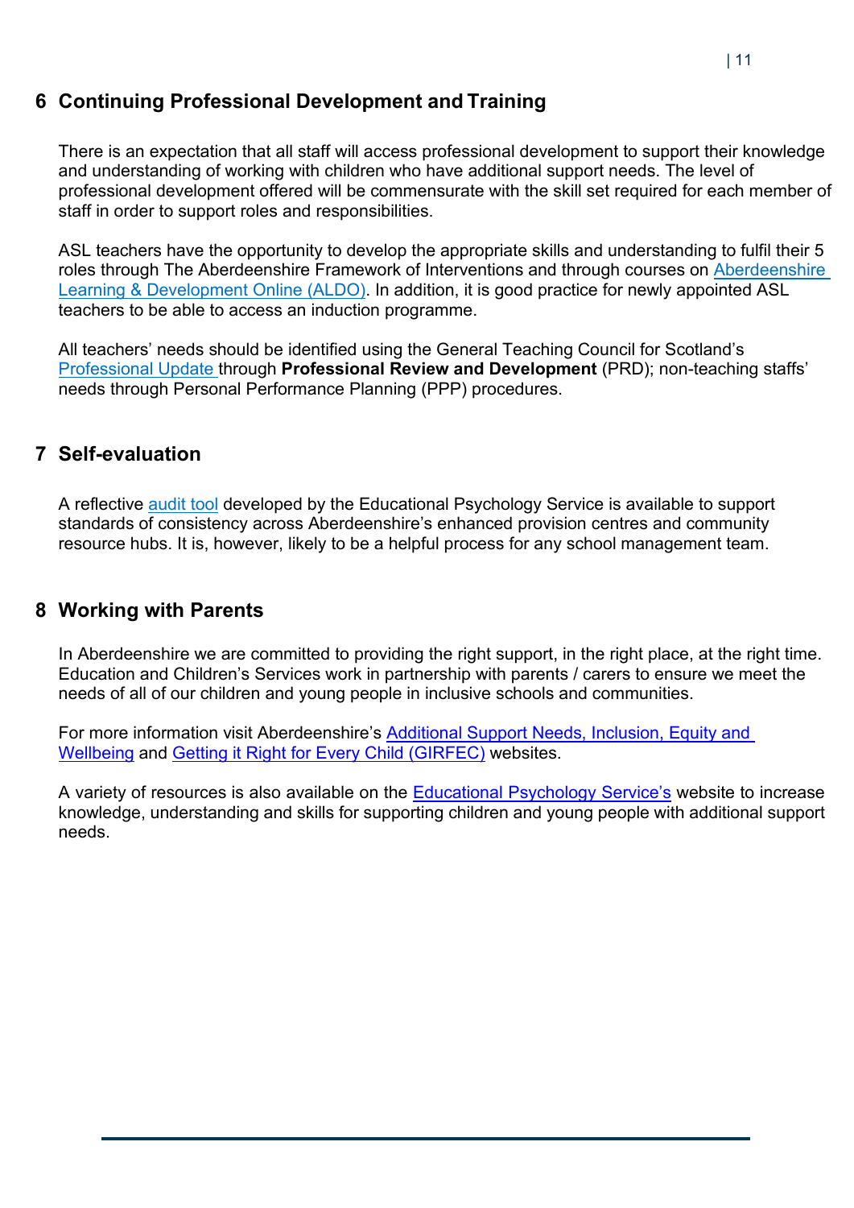## 6 Continuing Professional Development and Training

There is an expectation that all staff will access professional development to support their knowledge and understanding of working with children who have additional support needs. The level of professional development offered will be commensurate with the skill set required for each member of staff in order to support roles and responsibilities.

ASL teachers have the opportunity to develop the appropriate skills and understanding to fulfil their 5 roles through The Aberdeenshire Framework of Interventions and through courses on Aberdeenshire Learning & Development Online (ALDO). In addition, it is good practice for newly appointed ASL teachers to be able to access an induction programme.

All teachers' needs should be identified using the General Teaching Council for Scotland's Professional Update through **Professional Review and Development** (PRD); non-teaching staffs' needs through Personal Performance Planning (PPP) procedures.

## 7 Self-evaluation

A reflective audit tool developed by the Educational Psychology Service is available to support standards of consistency across Aberdeenshire's enhanced provision centres and community resource hubs. It is, however, likely to be a helpful process for any school management team.

## 8 Working with Parents

In Aberdeenshire we are committed to providing the right support, in the right place, at the right time. Education and Children's Services work in partnership with parents / carers to ensure we meet the needs of all of our children and young people in inclusive schools and communities.

For more information visit Aberdeenshire's Additional Support Needs, Inclusion, Equity and Wellbeing and Getting it Right for Every Child (GIRFEC) websites.

A variety of resources is also available on the Educational Psychology Service's website to increase knowledge, understanding and skills for supporting children and young people with additional support needs.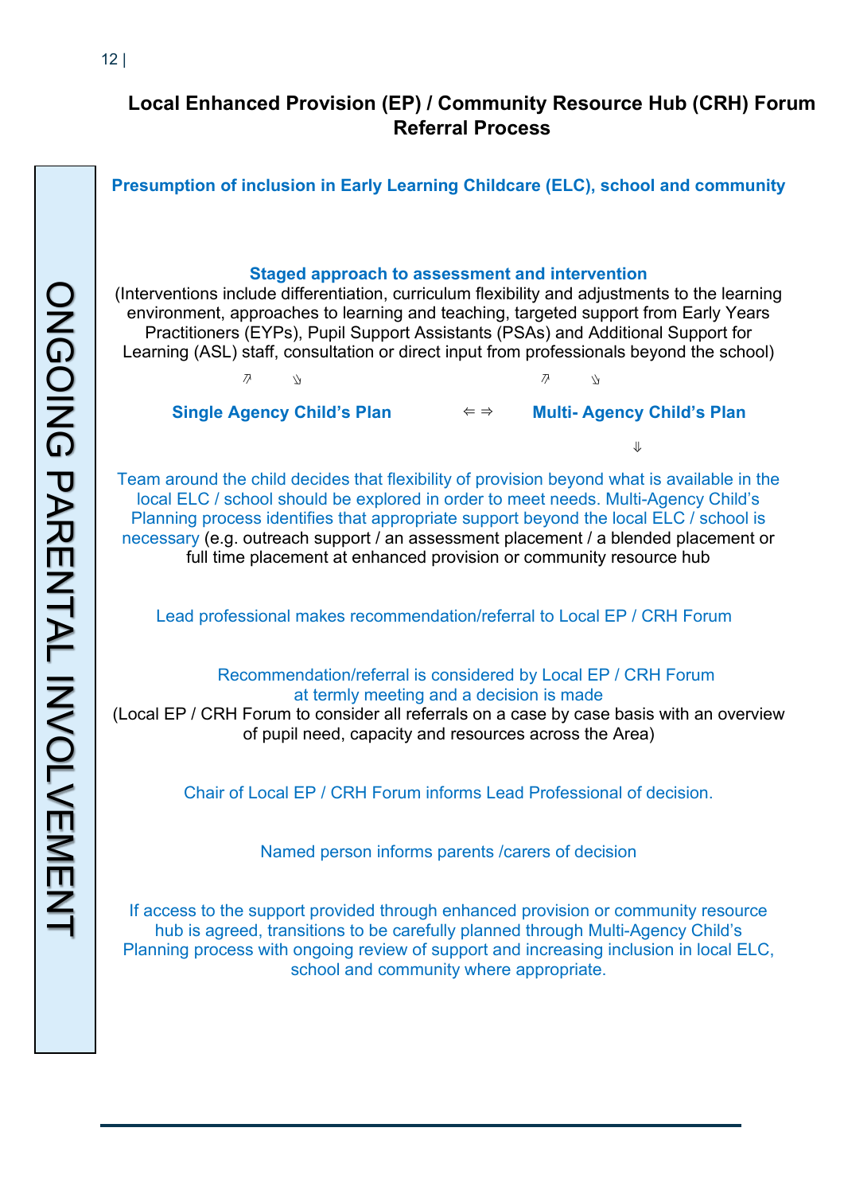## Local Enhanced Provision (EP) / Community Resource Hub (CRH) Forum Referral Process

ONGOING PARENTAL INVOLVEMENT

**Presumption of inclusion in Early Learning Childcare (ELC), school and community**

**Staged approach to assessment and intervention**

(Interventions include differentiation, curriculum flexibility and adjustments to the learning environment, approaches to learning and teaching, targeted support from Early Years Practitioners (EYPs), Pupil Support Assistants (PSAs) and Additional Support for Learning (ASL) staff, consultation or direct input from professionals beyond the school)

⇗ ⇘ ⇗ ⇘

**Single Agency Child's Plan** ⇐ ⇒ **Multi- Agency Child's Plan**

⇓

Team around the child decides that flexibility of provision beyond what is available in the local ELC / school should be explored in order to meet needs. Multi-Agency Child's Planning process identifies that appropriate support beyond the local ELC / school is necessary (e.g. outreach support / an assessment placement / a blended placement or full time placement at enhanced provision or community resource hub

Lead professional makes recommendation/referral to Local EP / CRH Forum

Recommendation/referral is considered by Local EP / CRH Forum at termly meeting and a decision is made

(Local EP / CRH Forum to consider all referrals on a case by case basis with an overview of pupil need, capacity and resources across the Area)

Chair of Local EP / CRH Forum informs Lead Professional of decision.

Named person informs parents /carers of decision

If access to the support provided through enhanced provision or community resource hub is agreed, transitions to be carefully planned through Multi-Agency Child's Planning process with ongoing review of support and increasing inclusion in local ELC, school and community where appropriate.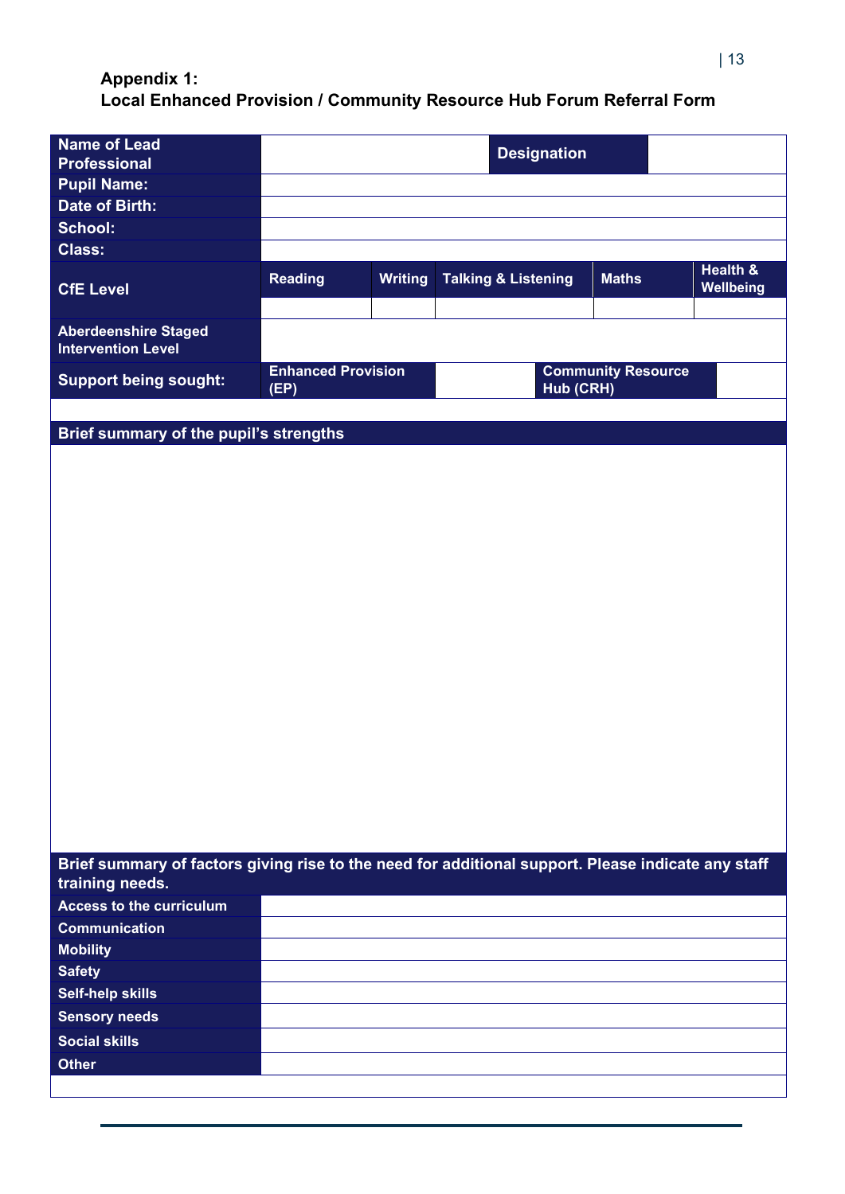**Appendix 1:**
**Local Enhanced Provision / Community Resource Hub Forum Referral Form**

| **Name of Lead Professional** | | | **Designation** | | |
|---|---|---|---|---|---|
| **Pupil Name:** | | | | | |
| **Date of Birth:** | | | | | |
| **School:** | | | | | |
| **Class:** | | | | | |
| **CfE Level** | **Reading** | **Writing** | **Talking & Listening** | **Maths** | **Health & Wellbeing** |
| | | | | | |
| **Aberdeenshire Staged Intervention Level** | | | | | |
| **Support being sought:** | **Enhanced Provision (EP)** | | **Community Resource Hub (CRH)** | | |

| **Brief summary of the pupil's strengths** |
|---|
| |

| **Brief summary of factors giving rise to the need for additional support. Please indicate any staff training needs.** | |
|---|---|
| **Access to the curriculum** | |
| **Communication** | |
| **Mobility** | |
| **Safety** | |
| **Self-help skills** | |
| **Sensory needs** | |
| **Social skills** | |
| **Other** | |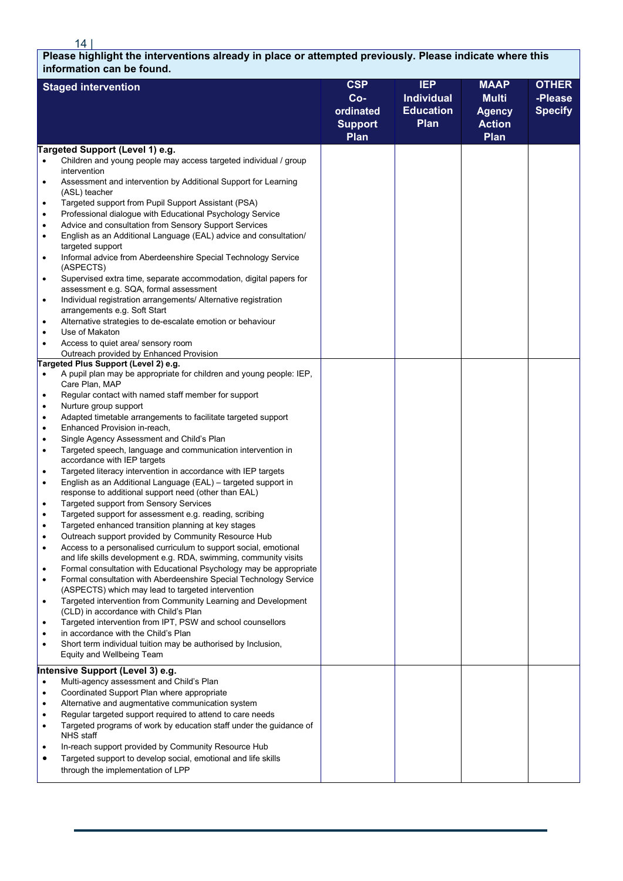**Please highlight the interventions already in place or attempted previously. Please indicate where this information can be found.**

| Staged intervention | CSP Co-ordinated Support Plan | IEP Individual Education Plan | MAAP Multi Agency Action Plan | OTHER -Please Specify |
|---|---|---|---|---|
| **Targeted Support (Level 1) e.g.**<br>• Children and young people may access targeted individual / group intervention<br>• Assessment and intervention by Additional Support for Learning (ASL) teacher<br>• Targeted support from Pupil Support Assistant (PSA)<br>• Professional dialogue with Educational Psychology Service<br>• Advice and consultation from Sensory Support Services<br>• English as an Additional Language (EAL) advice and consultation/ targeted support<br>• Informal advice from Aberdeenshire Special Technology Service (ASPECTS)<br>• Supervised extra time, separate accommodation, digital papers for assessment e.g. SQA, formal assessment<br>• Individual registration arrangements/ Alternative registration arrangements e.g. Soft Start<br>• Alternative strategies to de-escalate emotion or behaviour<br>• Use of Makaton<br>• Access to quiet area/ sensory room<br>Outreach provided by Enhanced Provision | | | | |
| **Targeted Plus Support (Level 2) e.g.**<br>• A pupil plan may be appropriate for children and young people: IEP, Care Plan, MAP<br>• Regular contact with named staff member for support<br>• Nurture group support<br>• Adapted timetable arrangements to facilitate targeted support<br>• Enhanced Provision in-reach,<br>• Single Agency Assessment and Child's Plan<br>• Targeted speech, language and communication intervention in accordance with IEP targets<br>• Targeted literacy intervention in accordance with IEP targets<br>• English as an Additional Language (EAL) – targeted support in response to additional support need (other than EAL)<br>• Targeted support from Sensory Services<br>• Targeted support for assessment e.g. reading, scribing<br>• Targeted enhanced transition planning at key stages<br>• Outreach support provided by Community Resource Hub<br>• Access to a personalised curriculum to support social, emotional and life skills development e.g. RDA, swimming, community visits<br>• Formal consultation with Educational Psychology may be appropriate<br>• Formal consultation with Aberdeenshire Special Technology Service (ASPECTS) which may lead to targeted intervention<br>• Targeted intervention from Community Learning and Development (CLD) in accordance with Child's Plan<br>• Targeted intervention from IPT, PSW and school counsellors<br>• in accordance with the Child's Plan<br>• Short term individual tuition may be authorised by Inclusion, Equity and Wellbeing Team | | | | |
| **Intensive Support (Level 3) e.g.**<br>• Multi-agency assessment and Child's Plan<br>• Coordinated Support Plan where appropriate<br>• Alternative and augmentative communication system<br>• Regular targeted support required to attend to care needs<br>• Targeted programs of work by education staff under the guidance of NHS staff<br>• In-reach support provided by Community Resource Hub<br>• Targeted support to develop social, emotional and life skills through the implementation of LPP | | | | |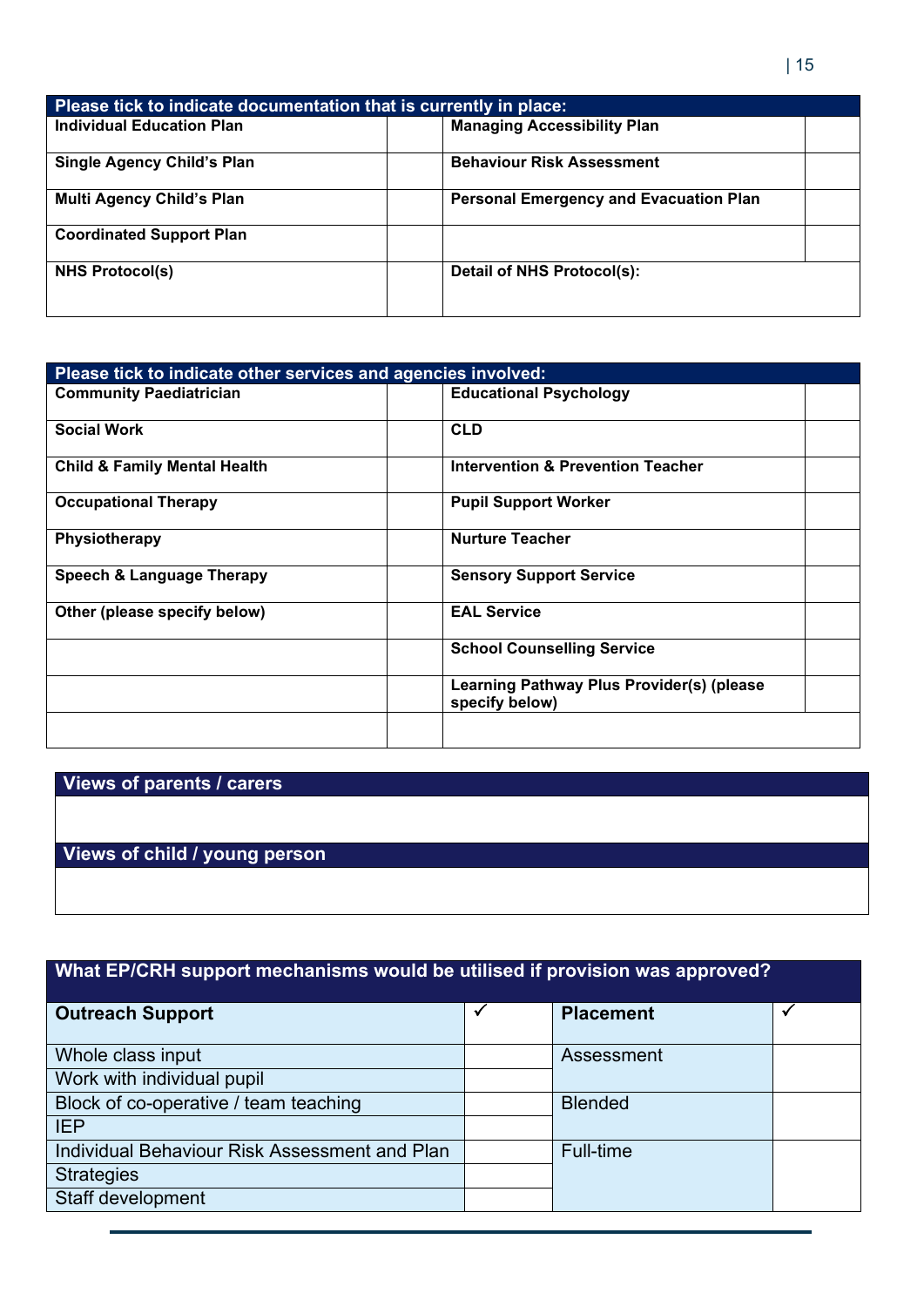| Please tick to indicate documentation that is currently in place: | | | |
|---|---|---|---|
| **Individual Education Plan** | | **Managing Accessibility Plan** | |
| **Single Agency Child's Plan** | | **Behaviour Risk Assessment** | |
| **Multi Agency Child's Plan** | | **Personal Emergency and Evacuation Plan** | |
| **Coordinated Support Plan** | | | |
| **NHS Protocol(s)** | | **Detail of NHS Protocol(s):** | |

| Please tick to indicate other services and agencies involved: | | | |
|---|---|---|---|
| **Community Paediatrician** | | **Educational Psychology** | |
| **Social Work** | | **CLD** | |
| **Child & Family Mental Health** | | **Intervention & Prevention Teacher** | |
| **Occupational Therapy** | | **Pupil Support Worker** | |
| **Physiotherapy** | | **Nurture Teacher** | |
| **Speech & Language Therapy** | | **Sensory Support Service** | |
| **Other (please specify below)** | | **EAL Service** | |
| | | **School Counselling Service** | |
| | | **Learning Pathway Plus Provider(s) (please specify below)** | |
| | | | |

| Views of parents / carers |
|---|
| |

| Views of child / young person |
|---|
| |

| What EP/CRH support mechanisms would be utilised if provision was approved? | | | |
|---|---|---|---|
| **Outreach Support** | ✓ | **Placement** | ✓ |
| Whole class input | | Assessment | |
| Work with individual pupil | | | |
| Block of co-operative / team teaching | | Blended | |
| IEP | | | |
| Individual Behaviour Risk Assessment and Plan | | Full-time | |
| Strategies | | | |
| Staff development | | | |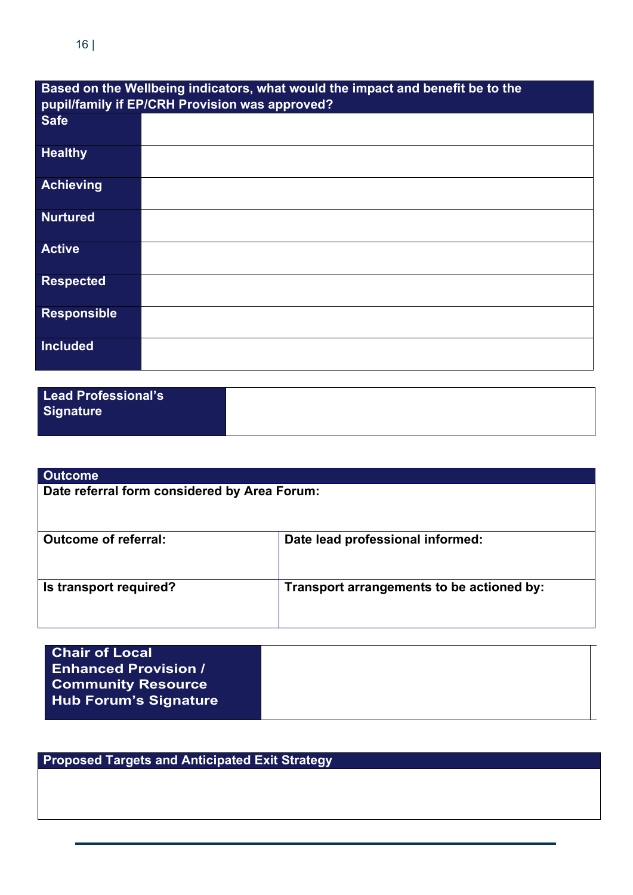| Based on the Wellbeing indicators, what would the impact and benefit be to the pupil/family if EP/CRH Provision was approved? | |
|---|---|
| **Safe** | |
| **Healthy** | |
| **Achieving** | |
| **Nurtured** | |
| **Active** | |
| **Respected** | |
| **Responsible** | |
| **Included** | |

| **Lead Professional's Signature** | |
|---|---|

| **Outcome** | |
|---|---|
| **Date referral form considered by Area Forum:** | |
| **Outcome of referral:** | **Date lead professional informed:** |
| **Is transport required?** | **Transport arrangements to be actioned by:** |

| **Chair of Local Enhanced Provision / Community Resource Hub Forum's Signature** | |
|---|---|

| **Proposed Targets and Anticipated Exit Strategy** |
|---|
| |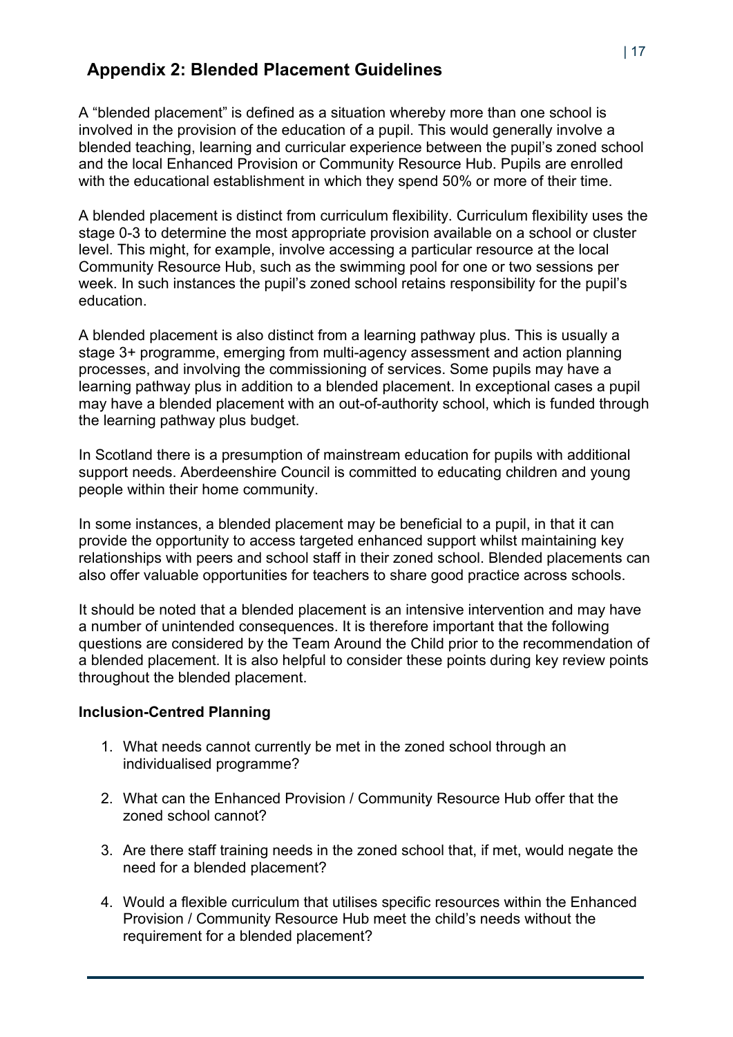## Appendix 2: Blended Placement Guidelines

A "blended placement" is defined as a situation whereby more than one school is involved in the provision of the education of a pupil. This would generally involve a blended teaching, learning and curricular experience between the pupil's zoned school and the local Enhanced Provision or Community Resource Hub. Pupils are enrolled with the educational establishment in which they spend 50% or more of their time.

A blended placement is distinct from curriculum flexibility. Curriculum flexibility uses the stage 0-3 to determine the most appropriate provision available on a school or cluster level. This might, for example, involve accessing a particular resource at the local Community Resource Hub, such as the swimming pool for one or two sessions per week. In such instances the pupil's zoned school retains responsibility for the pupil's education.

A blended placement is also distinct from a learning pathway plus. This is usually a stage 3+ programme, emerging from multi-agency assessment and action planning processes, and involving the commissioning of services. Some pupils may have a learning pathway plus in addition to a blended placement. In exceptional cases a pupil may have a blended placement with an out-of-authority school, which is funded through the learning pathway plus budget.

In Scotland there is a presumption of mainstream education for pupils with additional support needs. Aberdeenshire Council is committed to educating children and young people within their home community.

In some instances, a blended placement may be beneficial to a pupil, in that it can provide the opportunity to access targeted enhanced support whilst maintaining key relationships with peers and school staff in their zoned school. Blended placements can also offer valuable opportunities for teachers to share good practice across schools.

It should be noted that a blended placement is an intensive intervention and may have a number of unintended consequences. It is therefore important that the following questions are considered by the Team Around the Child prior to the recommendation of a blended placement. It is also helpful to consider these points during key review points throughout the blended placement.

**Inclusion-Centred Planning**

1. What needs cannot currently be met in the zoned school through an individualised programme?

2. What can the Enhanced Provision / Community Resource Hub offer that the zoned school cannot?

3. Are there staff training needs in the zoned school that, if met, would negate the need for a blended placement?

4. Would a flexible curriculum that utilises specific resources within the Enhanced Provision / Community Resource Hub meet the child's needs without the requirement for a blended placement?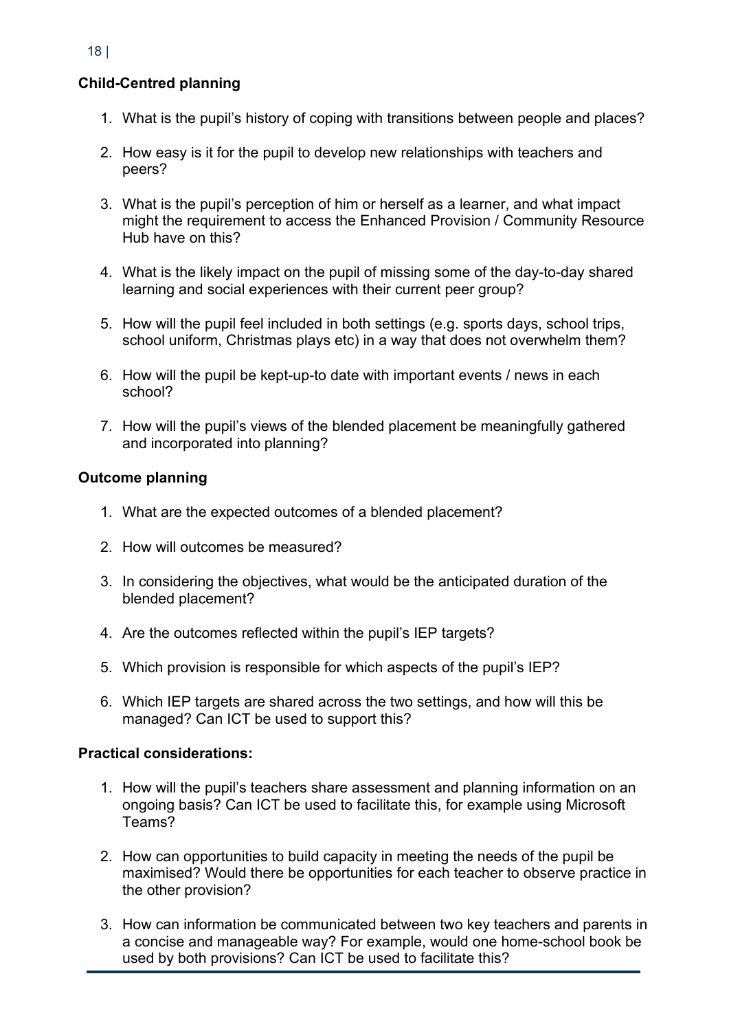**Child-Centred planning**

1. What is the pupil's history of coping with transitions between people and places?

2. How easy is it for the pupil to develop new relationships with teachers and peers?

3. What is the pupil's perception of him or herself as a learner, and what impact might the requirement to access the Enhanced Provision / Community Resource Hub have on this?

4. What is the likely impact on the pupil of missing some of the day-to-day shared learning and social experiences with their current peer group?

5. How will the pupil feel included in both settings (e.g. sports days, school trips, school uniform, Christmas plays etc) in a way that does not overwhelm them?

6. How will the pupil be kept-up-to date with important events / news in each school?

7. How will the pupil's views of the blended placement be meaningfully gathered and incorporated into planning?

**Outcome planning**

1. What are the expected outcomes of a blended placement?

2. How will outcomes be measured?

3. In considering the objectives, what would be the anticipated duration of the blended placement?

4. Are the outcomes reflected within the pupil's IEP targets?

5. Which provision is responsible for which aspects of the pupil's IEP?

6. Which IEP targets are shared across the two settings, and how will this be managed? Can ICT be used to support this?

**Practical considerations:**

1. How will the pupil's teachers share assessment and planning information on an ongoing basis? Can ICT be used to facilitate this, for example using Microsoft Teams?

2. How can opportunities to build capacity in meeting the needs of the pupil be maximised? Would there be opportunities for each teacher to observe practice in the other provision?

3. How can information be communicated between two key teachers and parents in a concise and manageable way? For example, would one home-school book be used by both provisions? Can ICT be used to facilitate this?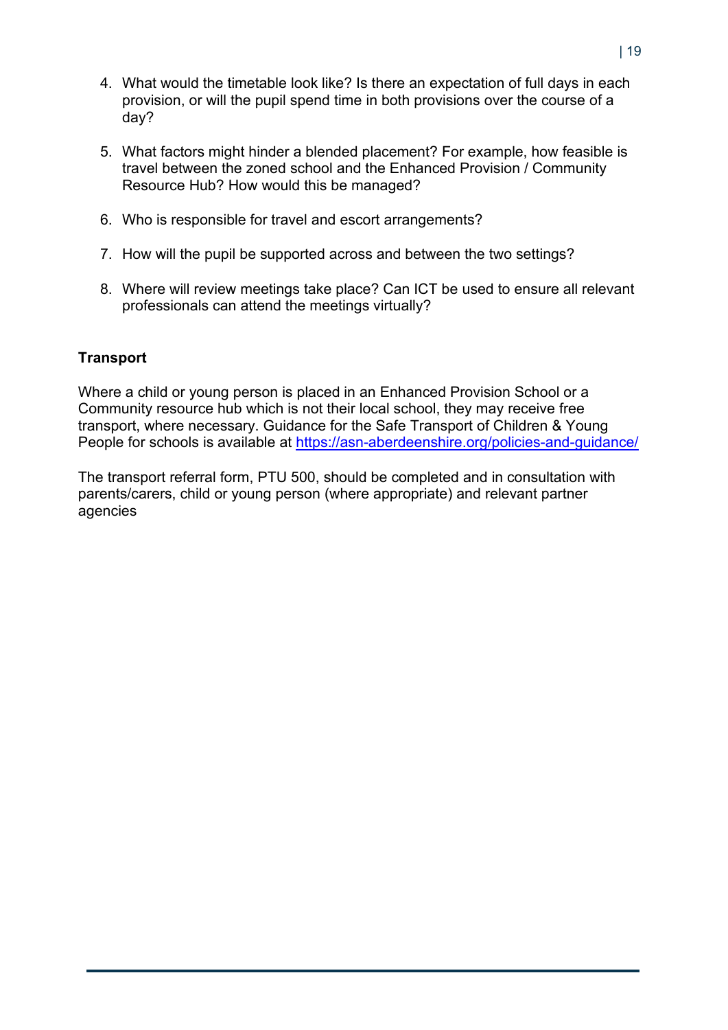4. What would the timetable look like? Is there an expectation of full days in each provision, or will the pupil spend time in both provisions over the course of a day?

5. What factors might hinder a blended placement? For example, how feasible is travel between the zoned school and the Enhanced Provision / Community Resource Hub? How would this be managed?

6. Who is responsible for travel and escort arrangements?

7. How will the pupil be supported across and between the two settings?

8. Where will review meetings take place? Can ICT be used to ensure all relevant professionals can attend the meetings virtually?

**Transport**

Where a child or young person is placed in an Enhanced Provision School or a Community resource hub which is not their local school, they may receive free transport, where necessary. Guidance for the Safe Transport of Children & Young People for schools is available at https://asn-aberdeenshire.org/policies-and-guidance/

The transport referral form, PTU 500, should be completed and in consultation with parents/carers, child or young person (where appropriate) and relevant partner agencies